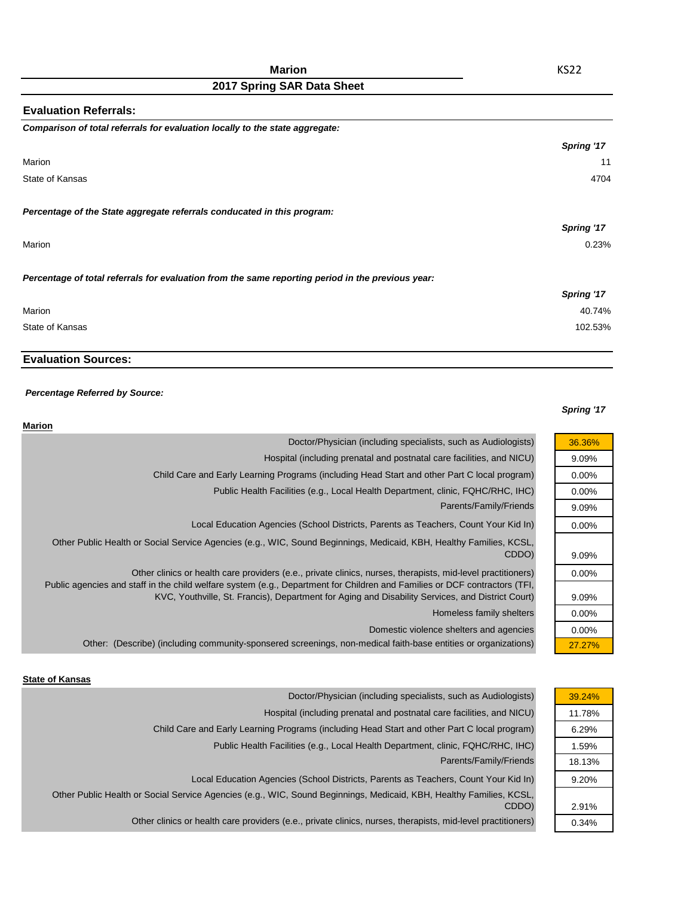# Marion

KS22

## 2017 Spring SAR Data Sheet

### Evaluation Referrals:

***Comparison of total referrals for evaluation locally to the state aggregate:***

| | *Spring '17* |
|---|---|
| Marion | 11 |
| State of Kansas | 4704 |

***Percentage of the State aggregate referrals conducated in this program:***

| | *Spring '17* |
|---|---|
| Marion | 0.23% |

***Percentage of total referrals for evaluation from the same reporting period in the previous year:***

| | *Spring '17* |
|---|---|
| Marion | 40.74% |
| State of Kansas | 102.53% |

### Evaluation Sources:

***Percentage Referred by Source:***

**Marion**

| | *Spring '17* |
|---|---|
| Doctor/Physician (including specialists, such as Audiologists) | 36.36% |
| Hospital (including prenatal and postnatal care facilities, and NICU) | 9.09% |
| Child Care and Early Learning Programs (including Head Start and other Part C local program) | 0.00% |
| Public Health Facilities (e.g., Local Health Department, clinic, FQHC/RHC, IHC) | 0.00% |
| Parents/Family/Friends | 9.09% |
| Local Education Agencies (School Districts, Parents as Teachers, Count Your Kid In) | 0.00% |
| Other Public Health or Social Service Agencies (e.g., WIC, Sound Beginnings, Medicaid, KBH, Healthy Families, KCSL, CDDO) | 9.09% |
| Other clinics or health care providers (e.e., private clinics, nurses, therapists, mid-level practitioners) | 0.00% |
| Public agencies and staff in the child welfare system (e.g., Department for Children and Families or DCF contractors (TFI, KVC, Youthville, St. Francis), Department for Aging and Disability Services, and District Court) | 9.09% |
| Homeless family shelters | 0.00% |
| Domestic violence shelters and agencies | 0.00% |
| Other: (Describe) (including community-sponsered screenings, non-medical faith-base entities or organizations) | 27.27% |

**State of Kansas**

| | *Spring '17* |
|---|---|
| Doctor/Physician (including specialists, such as Audiologists) | 39.24% |
| Hospital (including prenatal and postnatal care facilities, and NICU) | 11.78% |
| Child Care and Early Learning Programs (including Head Start and other Part C local program) | 6.29% |
| Public Health Facilities (e.g., Local Health Department, clinic, FQHC/RHC, IHC) | 1.59% |
| Parents/Family/Friends | 18.13% |
| Local Education Agencies (School Districts, Parents as Teachers, Count Your Kid In) | 9.20% |
| Other Public Health or Social Service Agencies (e.g., WIC, Sound Beginnings, Medicaid, KBH, Healthy Families, KCSL, CDDO) | 2.91% |
| Other clinics or health care providers (e.e., private clinics, nurses, therapists, mid-level practitioners) | 0.34% |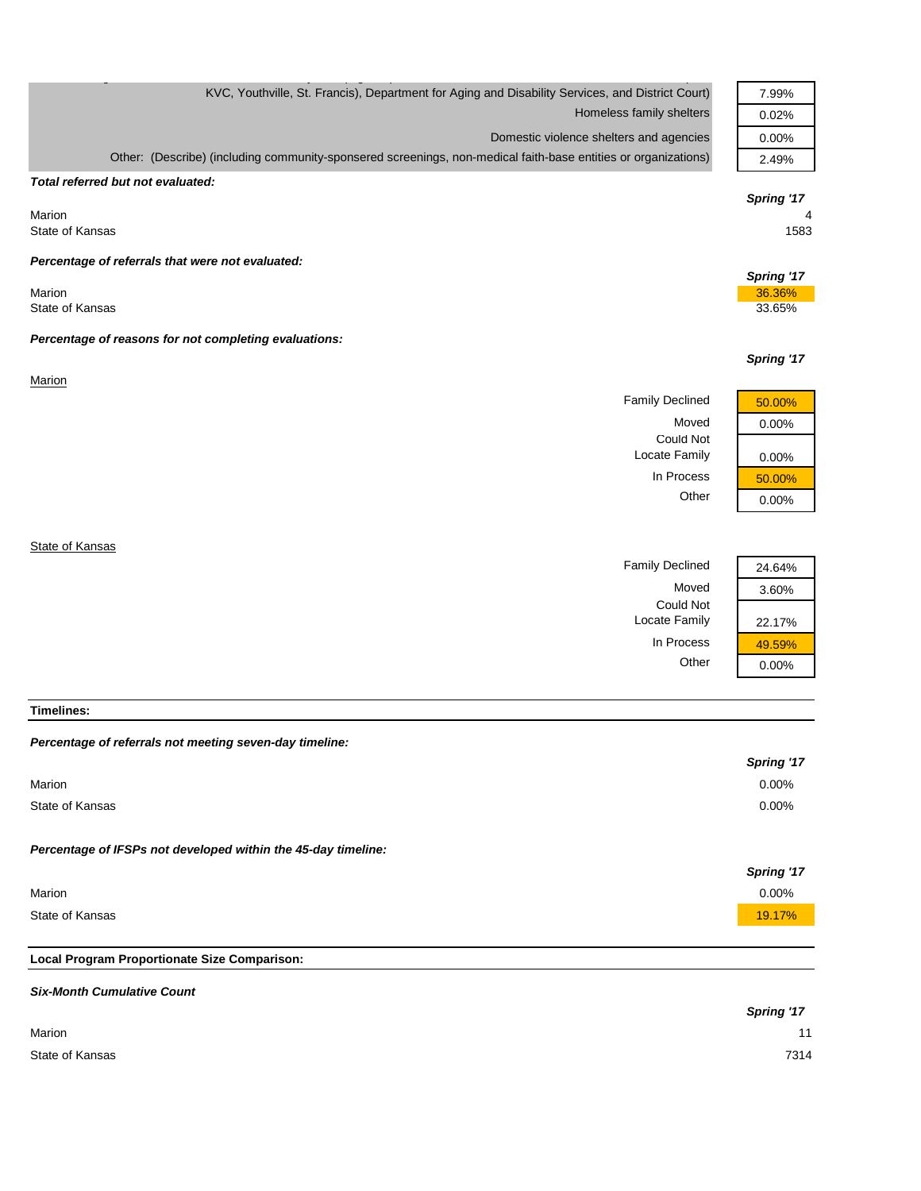| | |
|---|---|
| KVC, Youthville, St. Francis), Department for Aging and Disability Services, and District Court) | 7.99% |
| Homeless family shelters | 0.02% |
| Domestic violence shelters and agencies | 0.00% |
| Other: (Describe) (including community-sponsered screenings, non-medical faith-base entities or organizations) | 2.49% |

***Total referred but not evaluated:***

| | *Spring '17* |
|---|---|
| Marion | 4 |
| State of Kansas | 1583 |

***Percentage of referrals that were not evaluated:***

| | *Spring '17* |
|---|---|
| Marion | 36.36% |
| State of Kansas | 33.65% |

***Percentage of reasons for not completing evaluations:***

*Spring '17*

Marion

| | |
|---|---|
| Family Declined | 50.00% |
| Moved | 0.00% |
| Could Not Locate Family | 0.00% |
| In Process | 50.00% |
| Other | 0.00% |

State of Kansas

| | |
|---|---|
| Family Declined | 24.64% |
| Moved | 3.60% |
| Could Not Locate Family | 22.17% |
| In Process | 49.59% |
| Other | 0.00% |

**Timelines:**

***Percentage of referrals not meeting seven-day timeline:***

| | *Spring '17* |
|---|---|
| Marion | 0.00% |
| State of Kansas | 0.00% |

***Percentage of IFSPs not developed within the 45-day timeline:***

| | *Spring '17* |
|---|---|
| Marion | 0.00% |
| State of Kansas | 19.17% |

**Local Program Proportionate Size Comparison:**

***Six-Month Cumulative Count***

| | *Spring '17* |
|---|---|
| Marion | 11 |
| State of Kansas | 7314 |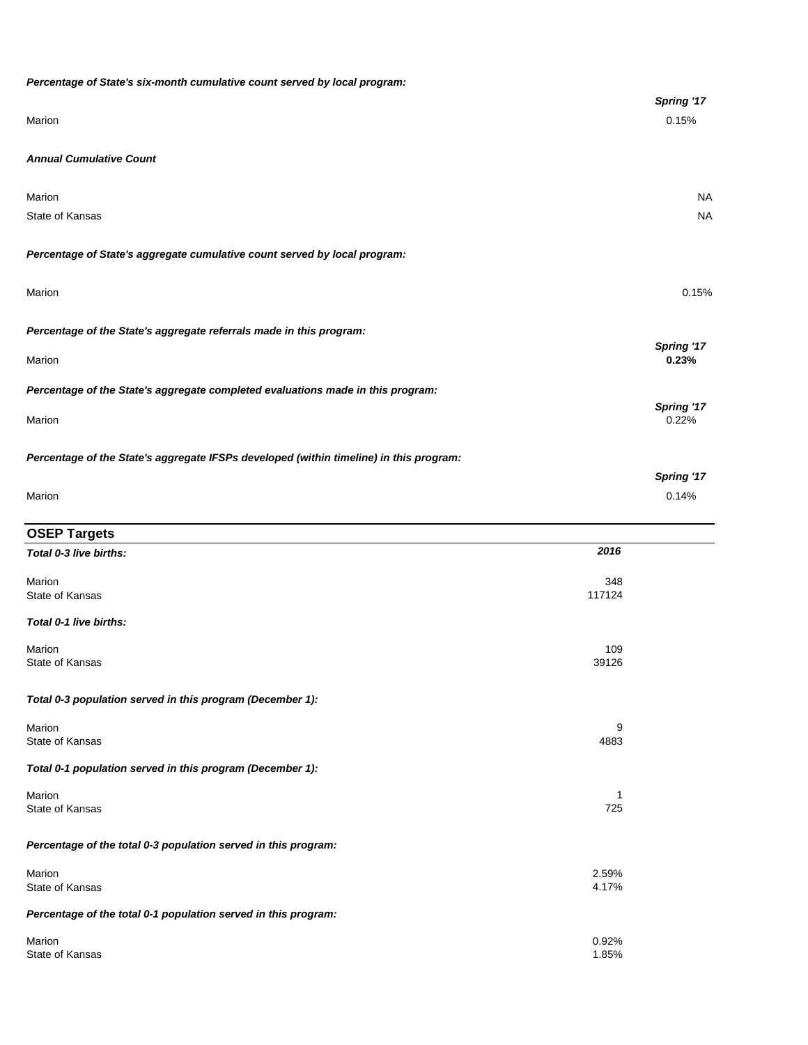***Percentage of State's six-month cumulative count served by local program:***

| | ***Spring '17*** |
|---|---|
| Marion | 0.15% |

***Annual Cumulative Count***

| | |
|---|---|
| Marion | NA |
| State of Kansas | NA |

***Percentage of State's aggregate cumulative count served by local program:***

| | |
|---|---|
| Marion | 0.15% |

***Percentage of the State's aggregate referrals made in this program:***

| | ***Spring '17*** |
|---|---|
| Marion | **0.23%** |

***Percentage of the State's aggregate completed evaluations made in this program:***

| | ***Spring '17*** |
|---|---|
| Marion | 0.22% |

***Percentage of the State's aggregate IFSPs developed (within timeline) in this program:***

| | ***Spring '17*** |
|---|---|
| Marion | 0.14% |

## OSEP Targets

| ***Total 0-3 live births:*** | ***2016*** |
|---|---|
| Marion | 348 |
| State of Kansas | 117124 |

***Total 0-1 live births:***

| | |
|---|---|
| Marion | 109 |
| State of Kansas | 39126 |

***Total 0-3 population served in this program (December 1):***

| | |
|---|---|
| Marion | 9 |
| State of Kansas | 4883 |

***Total 0-1 population served in this program (December 1):***

| | |
|---|---|
| Marion | 1 |
| State of Kansas | 725 |

***Percentage of the total 0-3 population served in this program:***

| | |
|---|---|
| Marion | 2.59% |
| State of Kansas | 4.17% |

***Percentage of the total 0-1 population served in this program:***

| | |
|---|---|
| Marion | 0.92% |
| State of Kansas | 1.85% |